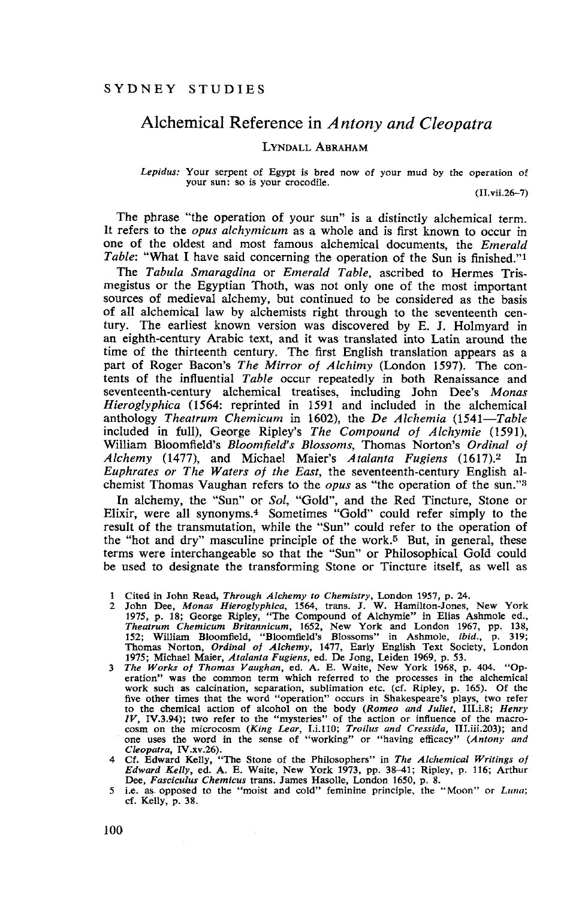SYDNEY STUDIES

# Alchemical Reference in *Antony and Cleopatra*

LYNDALL ABRAHAM

> *Lepidus:* Your serpent of Egypt is bred now of your mud by the operation of your sun: so is your crocodile.
>
> (II.vii.26–7)

The phrase "the operation of your sun" is a distinctly alchemical term. It refers to the *opus alchymicum* as a whole and is first known to occur in one of the oldest and most famous alchemical documents, the *Emerald Table*: "What I have said concerning the operation of the Sun is finished."[1]

The *Tabula Smaragdina* or *Emerald Table*, ascribed to Hermes Trismegistus or the Egyptian Thoth, was not only one of the most important sources of medieval alchemy, but continued to be considered as the basis of all alchemical law by alchemists right through to the seventeenth century. The earliest known version was discovered by E. J. Holmyard in an eighth-century Arabic text, and it was translated into Latin around the time of the thirteenth century. The first English translation appears as a part of Roger Bacon's *The Mirror of Alchimy* (London 1597). The contents of the influential *Table* occur repeatedly in both Renaissance and seventeenth-century alchemical treatises, including John Dee's *Monas Hieroglyphica* (1564: reprinted in 1591 and included in the alchemical anthology *Theatrum Chemicum* in 1602), the *De Alchemia* (1541—*Table* included in full), George Ripley's *The Compound of Alchymie* (1591), William Bloomfield's *Bloomfield's Blossoms*, Thomas Norton's *Ordinal of Alchemy* (1477), and Michael Maier's *Atalanta Fugiens* (1617).[2] In *Euphrates or The Waters of the East*, the seventeenth-century English alchemist Thomas Vaughan refers to the *opus* as "the operation of the sun."[3]

In alchemy, the "Sun" or *Sol*, "Gold", and the Red Tincture, Stone or Elixir, were all synonyms.[4] Sometimes "Gold" could refer simply to the result of the transmutation, while the "Sun" could refer to the operation of the "hot and dry" masculine principle of the work.[5] But, in general, these terms were interchangeable so that the "Sun" or Philosophical Gold could be used to designate the transforming Stone or Tincture itself, as well as

1 Cited in John Read, *Through Alchemy to Chemistry*, London 1957, p. 24.

2 John Dee, *Monas Hieroglyphica*, 1564, trans. J. W. Hamilton-Jones, New York 1975, p. 18; George Ripley, "The Compound of Alchymie" in Elias Ashmole ed., *Theatrum Chemicum Britannicum*, 1652, New York and London 1967, pp. 138, 152; William Bloomfield, "Bloomfield's Blossoms" in Ashmole, *ibid.*, p. 319; Thomas Norton, *Ordinal of Alchemy*, 1477, Early English Text Society, London 1975; Michael Maier, *Atalanta Fugiens*, ed. De Jong, Leiden 1969, p. 53.

3 *The Works of Thomas Vaughan*, ed. A. E. Waite, New York 1968, p. 404. "Operation" was the common term which referred to the processes in the alchemical work such as calcination, separation, sublimation etc. (cf. Ripley, p. 165). Of the five other times that the word "operation" occurs in Shakespeare's plays, two refer to the chemical action of alcohol on the body (*Romeo and Juliet*, III.i.8; *Henry IV*, IV.3.94); two refer to the "mysteries" of the action or influence of the macrocosm on the microcosm (*King Lear*, I.i.110; *Troilus and Cressida*, III.iii.203); and one uses the word in the sense of "working" or "having efficacy" (*Antony and Cleopatra*, IV.xv.26).

4 Cf. Edward Kelly, "The Stone of the Philosophers" in *The Alchemical Writings of Edward Kelly*, ed. A. E. Waite, New York 1973, pp. 38–41; Ripley, p. 116; Arthur Dee, *Fasciculus Chemicus* trans. James Hasolle, London 1650, p. 8.

5 i.e. as opposed to the "moist and cold" feminine principle, the "Moon" or *Luna*; cf. Kelly, p. 38.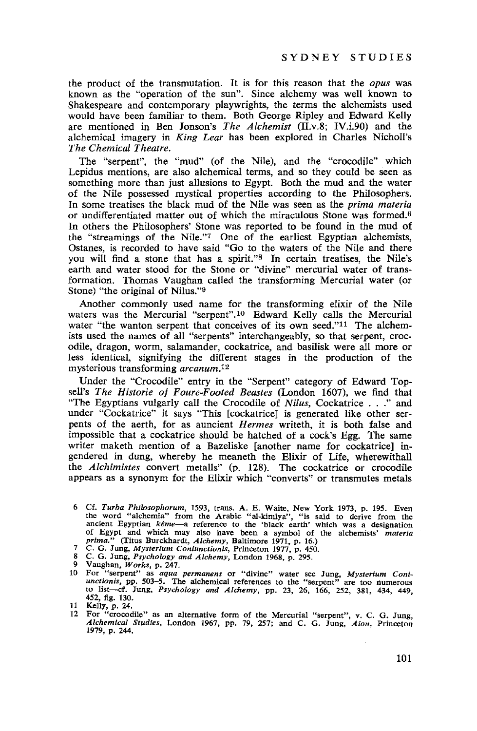the product of the transmutation. It is for this reason that the *opus* was known as the "operation of the sun". Since alchemy was well known to Shakespeare and contemporary playwrights, the terms the alchemists used would have been familiar to them. Both George Ripley and Edward Kelly are mentioned in Ben Jonson's *The Alchemist* (II.v.8; IV.i.90) and the alchemical imagery in *King Lear* has been explored in Charles Nicholl's *The Chemical Theatre*.

The "serpent", the "mud" (of the Nile), and the "crocodile" which Lepidus mentions, are also alchemical terms, and so they could be seen as something more than just allusions to Egypt. Both the mud and the water of the Nile possessed mystical properties according to the Philosophers. In some treatises the black mud of the Nile was seen as the *prima materia* or undifferentiated matter out of which the miraculous Stone was formed.[6] In others the Philosophers' Stone was reported to be found in the mud of the "streamings of the Nile."[7] One of the earliest Egyptian alchemists, Ostanes, is recorded to have said "Go to the waters of the Nile and there you will find a stone that has a spirit."[8] In certain treatises, the Nile's earth and water stood for the Stone or "divine" mercurial water of transformation. Thomas Vaughan called the transforming Mercurial water (or Stone) "the original of Nilus."[9]

Another commonly used name for the transforming elixir of the Nile waters was the Mercurial "serpent".[10] Edward Kelly calls the Mercurial water "the wanton serpent that conceives of its own seed."[11] The alchemists used the names of all "serpents" interchangeably, so that serpent, crocodile, dragon, worm, salamander, cockatrice, and basilisk were all more or less identical, signifying the different stages in the production of the mysterious transforming *arcanum*.[12]

Under the "Crocodile" entry in the "Serpent" category of Edward Topsell's *The Historie of Foure-Footed Beastes* (London 1607), we find that "The Egyptians vulgarly call the Crocodile of *Nilus*, Cockatrice . . ." and under "Cockatrice" it says "This [cockatrice] is generated like other serpents of the aerth, for as auncient *Hermes* writeth, it is both false and impossible that a cockatrice should be hatched of a cock's Egg. The same writer maketh mention of a Bazeliske [another name for cockatrice] ingendered in dung, whereby he meaneth the Elixir of Life, wherewithall the *Alchimistes* convert metalls" (p. 128). The cockatrice or crocodile appears as a synonym for the Elixir which "converts" or transmutes metals

6 Cf. *Turba Philosophorum*, 1593, trans. A. E. Waite, New York 1973, p. 195. Even the word "alchemia" from the Arabic "al-kimiya", "is said to derive from the ancient Egyptian *kême*—a reference to the 'black earth' which was a designation of Egypt and which may also have been a symbol of the alchemists' *materia prima*." (Titus Burckhardt, *Alchemy*, Baltimore 1971, p. 16.)

7 C. G. Jung, *Mysterium Coniunctionis*, Princeton 1977, p. 450.

8 C. G. Jung, *Psychology and Alchemy*, London 1968, p. 295.

9 Vaughan, *Works*, p. 247.

10 For "serpent" as *aqua permanens* or "divine" water see Jung, *Mysterium Coniunctionis*, pp. 503–5. The alchemical references to the "serpent" are too numerous to list—cf. Jung, *Psychology and Alchemy*, pp. 23, 26, 166, 252, 381, 434, 449, 452, fig. 130.

11 Kelly, p. 24.

12 For "crocodile" as an alternative form of the Mercurial "serpent", v. C. G. Jung, *Alchemical Studies*, London 1967, pp. 79, 257; and C. G. Jung, *Aion*, Princeton 1979, p. 244.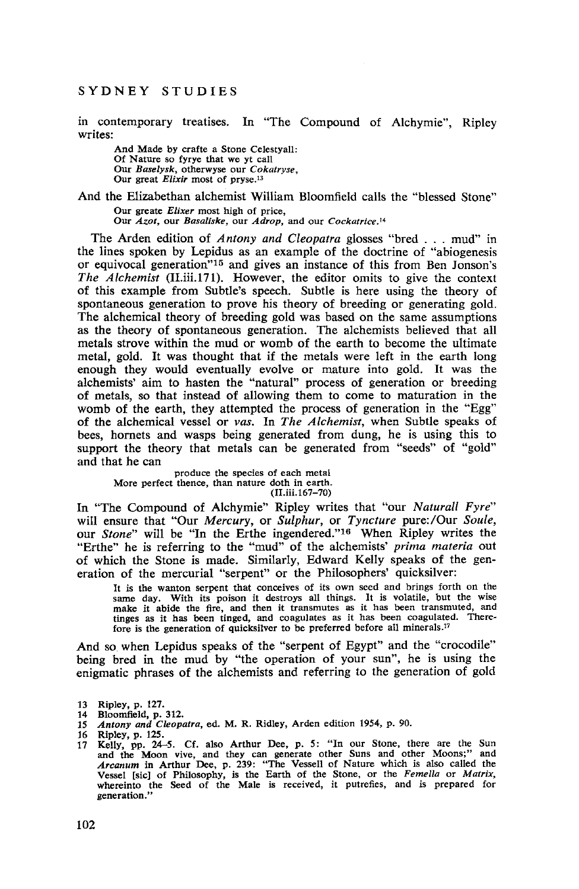in contemporary treatises. In "The Compound of Alchymie", Ripley writes:

> And Made by crafte a Stone Celestyall:
> Of Nature so fyrye that we yt call
> Our *Baselysk*, otherwyse our *Cokatryse*,
> Our great *Elixir* most of pryse.[13]

And the Elizabethan alchemist William Bloomfield calls the "blessed Stone"

> Our greate *Elixer* most high of price,
> Our *Azot*, our *Basaliske*, our *Adrop*, and our *Cockatrice*.[14]

The Arden edition of *Antony and Cleopatra* glosses "bred . . . mud" in the lines spoken by Lepidus as an example of the doctrine of "abiogenesis or equivocal generation"[15] and gives an instance of this from Ben Jonson's *The Alchemist* (II.iii.171). However, the editor omits to give the context of this example from Subtle's speech. Subtle is here using the theory of spontaneous generation to prove his theory of breeding or generating gold. The alchemical theory of breeding gold was based on the same assumptions as the theory of spontaneous generation. The alchemists believed that all metals strove within the mud or womb of the earth to become the ultimate metal, gold. It was thought that if the metals were left in the earth long enough they would eventually evolve or mature into gold. It was the alchemists' aim to hasten the "natural" process of generation or breeding of metals, so that instead of allowing them to come to maturation in the womb of the earth, they attempted the process of generation in the "Egg" of the alchemical vessel or *vas*. In *The Alchemist*, when Subtle speaks of bees, hornets and wasps being generated from dung, he is using this to support the theory that metals can be generated from "seeds" of "gold" and that he can

> produce the species of each metal
> More perfect thence, than nature doth in earth.
> (II.iii.167–70)

In "The Compound of Alchymie" Ripley writes that "our *Naturall Fyre*" will ensure that "Our *Mercury*, or *Sulphur*, or *Tyncture* pure:/Our *Soule*, our *Stone*" will be "In the Erthe ingendered."[16] When Ripley writes the "Erthe" he is referring to the "mud" of the alchemists' *prima materia* out of which the Stone is made. Similarly, Edward Kelly speaks of the generation of the mercurial "serpent" or the Philosophers' quicksilver:

> It is the wanton serpent that conceives of its own seed and brings forth on the same day. With its poison it destroys all things. It is volatile, but the wise make it abide the fire, and then it transmutes as it has been transmuted, and tinges as it has been tinged, and coagulates as it has been coagulated. Therefore is the generation of quicksilver to be preferred before all minerals.[17]

And so when Lepidus speaks of the "serpent of Egypt" and the "crocodile" being bred in the mud by "the operation of your sun", he is using the enigmatic phrases of the alchemists and referring to the generation of gold

13 Ripley, p. 127.
14 Bloomfield, p. 312.
15 *Antony and Cleopatra*, ed. M. R. Ridley, Arden edition 1954, p. 90.
16 Ripley, p. 125.
17 Kelly, pp. 24–5. Cf. also Arthur Dee, p. 5: "In our Stone, there are the Sun and the Moon vive, and they can generate other Suns and other Moons;" and *Arcanum* in Arthur Dee, p. 239: "The Vessell of Nature which is also called the Vessel [sic] of Philosophy, is the Earth of the Stone, or the *Femella* or *Matrix*, whereinto the Seed of the Male is received, it putrefies, and is prepared for generation."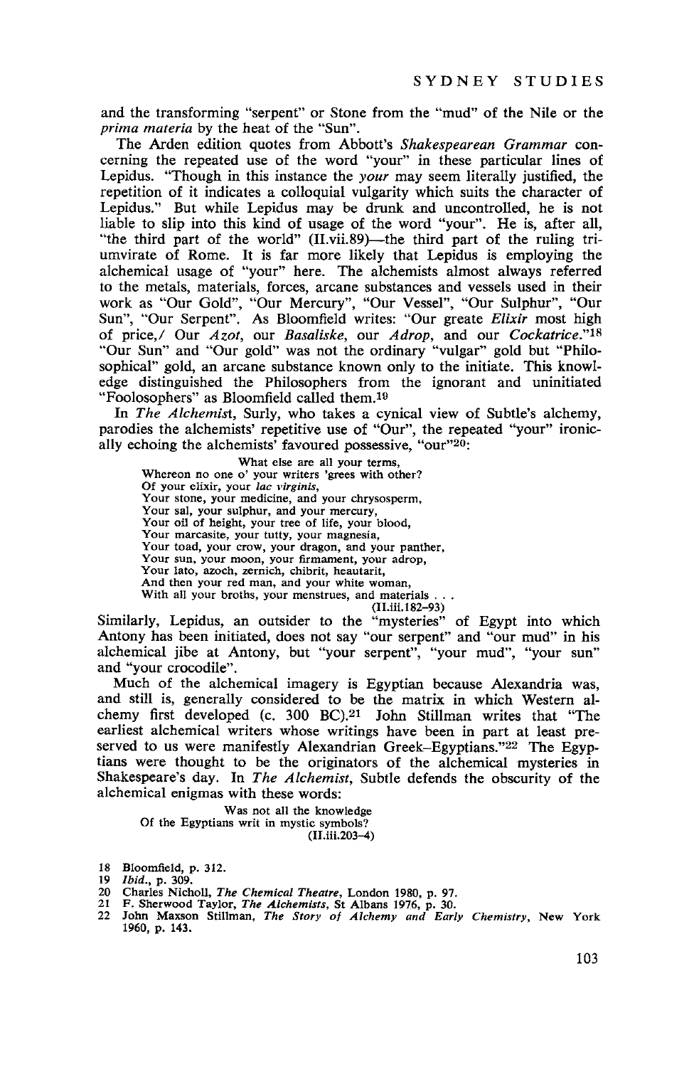and the transforming "serpent" or Stone from the "mud" of the Nile or the *prima materia* by the heat of the "Sun".

The Arden edition quotes from Abbott's *Shakespearean Grammar* concerning the repeated use of the word "your" in these particular lines of Lepidus. "Though in this instance the *your* may seem literally justified, the repetition of it indicates a colloquial vulgarity which suits the character of Lepidus." But while Lepidus may be drunk and uncontrolled, he is not liable to slip into this kind of usage of the word "your". He is, after all, "the third part of the world" (II.vii.89)—the third part of the ruling triumvirate of Rome. It is far more likely that Lepidus is employing the alchemical usage of "your" here. The alchemists almost always referred to the metals, materials, forces, arcane substances and vessels used in their work as "Our Gold", "Our Mercury", "Our Vessel", "Our Sulphur", "Our Sun", "Our Serpent". As Bloomfield writes: "Our greate *Elixir* most high of price,/ Our *Azot*, our *Basaliske*, our *Adrop*, and our *Cockatrice*."[18] "Our Sun" and "Our gold" was not the ordinary "vulgar" gold but "Philosophical" gold, an arcane substance known only to the initiate. This knowledge distinguished the Philosophers from the ignorant and uninitiated "Foolosophers" as Bloomfield called them.[19]

In *The Alchemist*, Surly, who takes a cynical view of Subtle's alchemy, parodies the alchemists' repetitive use of "Our", the repeated "your" ironically echoing the alchemists' favoured possessive, "our"[20]:

> What else are all your terms,
> Whereon no one o' your writers 'grees with other?
> Of your elixir, your *lac virginis*,
> Your stone, your medicine, and your chrysosperm,
> Your sal, your sulphur, and your mercury,
> Your oil of height, your tree of life, your blood,
> Your marcasite, your tutty, your magnesia,
> Your toad, your crow, your dragon, and your panther,
> Your sun, your moon, your firmament, your adrop,
> Your lato, azoch, zernich, chibrit, heautarit,
> And then your red man, and your white woman,
> With all your broths, your menstrues, and materials . . .
> (II.iii.182–93)

Similarly, Lepidus, an outsider to the "mysteries" of Egypt into which Antony has been initiated, does not say "our serpent" and "our mud" in his alchemical jibe at Antony, but "your serpent", "your mud", "your sun" and "your crocodile".

Much of the alchemical imagery is Egyptian because Alexandria was, and still is, generally considered to be the matrix in which Western alchemy first developed (c. 300 BC).[21] John Stillman writes that "The earliest alchemical writers whose writings have been in part at least preserved to us were manifestly Alexandrian Greek–Egyptians."[22] The Egyptians were thought to be the originators of the alchemical mysteries in Shakespeare's day. In *The Alchemist*, Subtle defends the obscurity of the alchemical enigmas with these words:

> Was not all the knowledge
> Of the Egyptians writ in mystic symbols?
> (II.iii.203–4)

---

18 Bloomfield, p. 312.

19 *Ibid.*, p. 309.

20 Charles Nicholl, *The Chemical Theatre*, London 1980, p. 97.

21 F. Sherwood Taylor, *The Alchemists*, St Albans 1976, p. 30.

22 John Maxson Stillman, *The Story of Alchemy and Early Chemistry*, New York 1960, p. 143.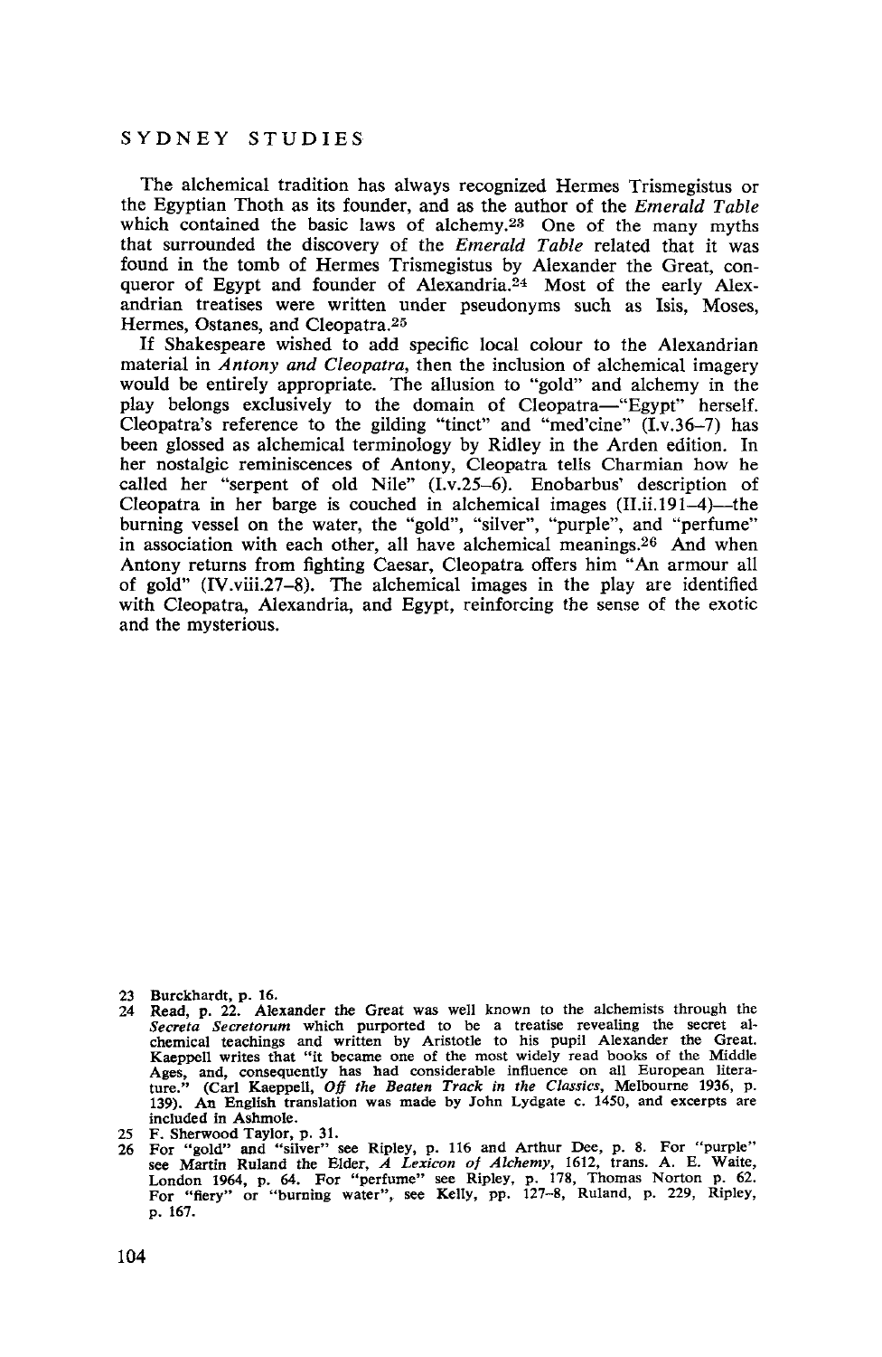The alchemical tradition has always recognized Hermes Trismegistus or the Egyptian Thoth as its founder, and as the author of the *Emerald Table* which contained the basic laws of alchemy.[23] One of the many myths that surrounded the discovery of the *Emerald Table* related that it was found in the tomb of Hermes Trismegistus by Alexander the Great, conqueror of Egypt and founder of Alexandria.[24] Most of the early Alexandrian treatises were written under pseudonyms such as Isis, Moses, Hermes, Ostanes, and Cleopatra.[25]

If Shakespeare wished to add specific local colour to the Alexandrian material in *Antony and Cleopatra*, then the inclusion of alchemical imagery would be entirely appropriate. The allusion to "gold" and alchemy in the play belongs exclusively to the domain of Cleopatra—"Egypt" herself. Cleopatra's reference to the gilding "tinct" and "med'cine" (I.v.36–7) has been glossed as alchemical terminology by Ridley in the Arden edition. In her nostalgic reminiscences of Antony, Cleopatra tells Charmian how he called her "serpent of old Nile" (I.v.25–6). Enobarbus' description of Cleopatra in her barge is couched in alchemical images (II.ii.191–4)—the burning vessel on the water, the "gold", "silver", "purple", and "perfume" in association with each other, all have alchemical meanings.[26] And when Antony returns from fighting Caesar, Cleopatra offers him "An armour all of gold" (IV.viii.27–8). The alchemical images in the play are identified with Cleopatra, Alexandria, and Egypt, reinforcing the sense of the exotic and the mysterious.

---

23 Burckhardt, p. 16.

24 Read, p. 22. Alexander the Great was well known to the alchemists through the *Secreta Secretorum* which purported to be a treatise revealing the secret alchemical teachings and written by Aristotle to his pupil Alexander the Great. Kaeppell writes that "it became one of the most widely read books of the Middle Ages, and, consequently has had considerable influence on all European literature." (Carl Kaeppell, *Off the Beaten Track in the Classics*, Melbourne 1936, p. 139). An English translation was made by John Lydgate c. 1450, and excerpts are included in Ashmole.

25 F. Sherwood Taylor, p. 31.

26 For "gold" and "silver" see Ripley, p. 116 and Arthur Dee, p. 8. For "purple" see Martin Ruland the Elder, *A Lexicon of Alchemy*, 1612, trans. A. E. Waite, London 1964, p. 64. For "perfume" see Ripley, p. 178, Thomas Norton p. 62. For "fiery" or "burning water", see Kelly, pp. 127–8, Ruland, p. 229, Ripley, p. 167.